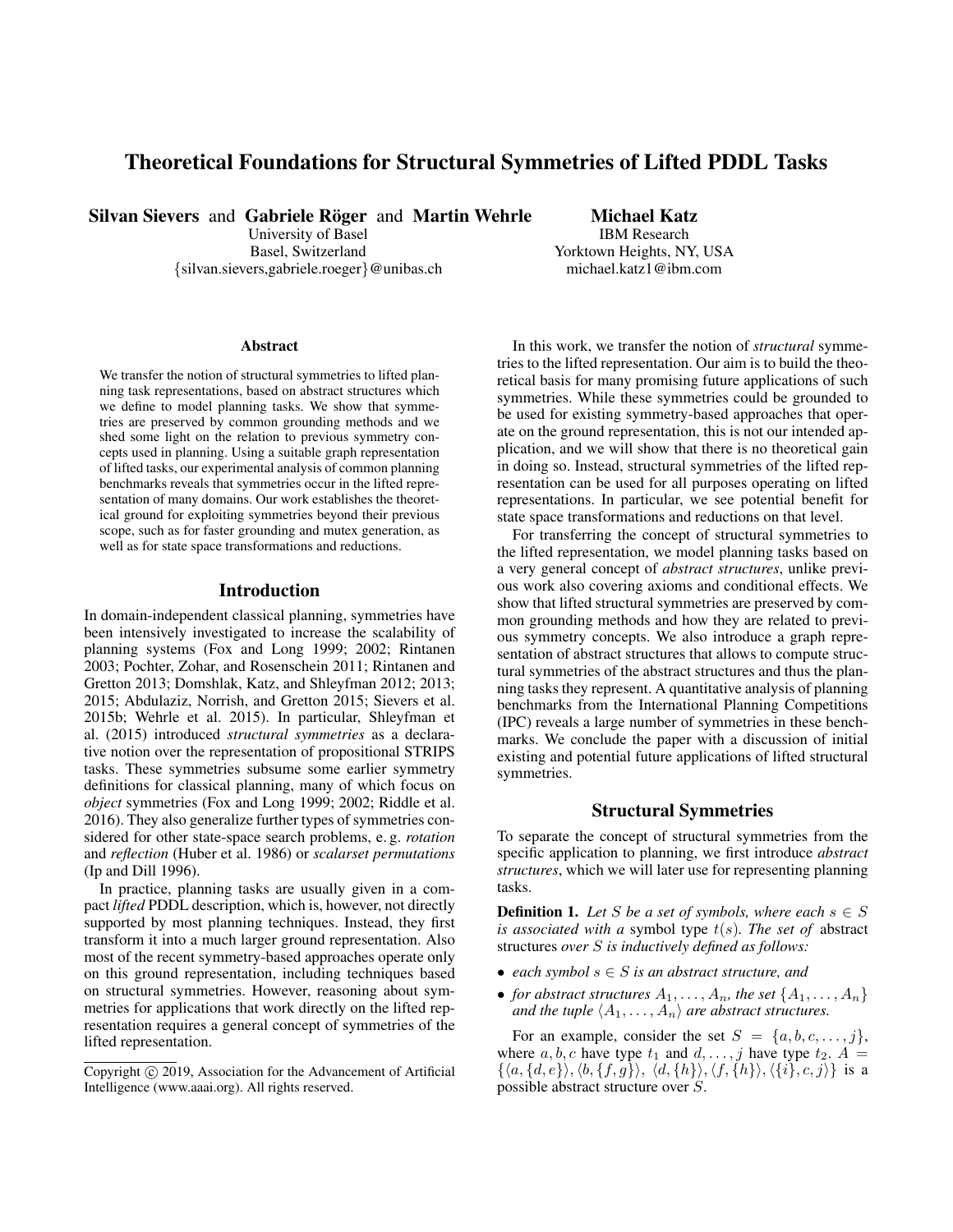# Theoretical Foundations for Structural Symmetries of Lifted PDDL Tasks

**Silvan Sievers** and **Gabriele Röger** and **Martin Wehrle**
University of Basel
Basel, Switzerland
{silvan.sievers,gabriele.roeger}@unibas.ch

**Michael Katz**
IBM Research
Yorktown Heights, NY, USA
michael.katz1@ibm.com

### Abstract

We transfer the notion of structural symmetries to lifted planning task representations, based on abstract structures which we define to model planning tasks. We show that symmetries are preserved by common grounding methods and we shed some light on the relation to previous symmetry concepts used in planning. Using a suitable graph representation of lifted tasks, our experimental analysis of common planning benchmarks reveals that symmetries occur in the lifted representation of many domains. Our work establishes the theoretical ground for exploiting symmetries beyond their previous scope, such as for faster grounding and mutex generation, as well as for state space transformations and reductions.

## Introduction

In domain-independent classical planning, symmetries have been intensively investigated to increase the scalability of planning systems (Fox and Long 1999; 2002; Rintanen 2003; Pochter, Zohar, and Rosenschein 2011; Rintanen and Gretton 2013; Domshlak, Katz, and Shleyfman 2012; 2013; 2015; Abdulaziz, Norrish, and Gretton 2015; Sievers et al. 2015b; Wehrle et al. 2015). In particular, Shleyfman et al. (2015) introduced *structural symmetries* as a declarative notion over the representation of propositional STRIPS tasks. These symmetries subsume some earlier symmetry definitions for classical planning, many of which focus on *object* symmetries (Fox and Long 1999; 2002; Riddle et al. 2016). They also generalize further types of symmetries considered for other state-space search problems, e. g. *rotation* and *reflection* (Huber et al. 1986) or *scalarset permutations* (Ip and Dill 1996).

In practice, planning tasks are usually given in a compact *lifted* PDDL description, which is, however, not directly supported by most planning techniques. Instead, they first transform it into a much larger ground representation. Also most of the recent symmetry-based approaches operate only on this ground representation, including techniques based on structural symmetries. However, reasoning about symmetries for applications that work directly on the lifted representation requires a general concept of symmetries of the lifted representation.

Copyright © 2019, Association for the Advancement of Artificial Intelligence (www.aaai.org). All rights reserved.

In this work, we transfer the notion of *structural* symmetries to the lifted representation. Our aim is to build the theoretical basis for many promising future applications of such symmetries. While these symmetries could be grounded to be used for existing symmetry-based approaches that operate on the ground representation, this is not our intended application, and we will show that there is no theoretical gain in doing so. Instead, structural symmetries of the lifted representation can be used for all purposes operating on lifted representations. In particular, we see potential benefit for state space transformations and reductions on that level.

For transferring the concept of structural symmetries to the lifted representation, we model planning tasks based on a very general concept of *abstract structures*, unlike previous work also covering axioms and conditional effects. We show that lifted structural symmetries are preserved by common grounding methods and how they are related to previous symmetry concepts. We also introduce a graph representation of abstract structures that allows to compute structural symmetries of the abstract structures and thus the planning tasks they represent. A quantitative analysis of planning benchmarks from the International Planning Competitions (IPC) reveals a large number of symmetries in these benchmarks. We conclude the paper with a discussion of initial existing and potential future applications of lifted structural symmetries.

## Structural Symmetries

To separate the concept of structural symmetries from the specific application to planning, we first introduce *abstract structures*, which we will later use for representing planning tasks.

**Definition 1.** *Let $S$ be a set of symbols, where each $s \in S$ is associated with a* symbol type *$t(s)$. The set of* abstract structures *over $S$ is inductively defined as follows:*

- *each symbol $s \in S$ is an abstract structure, and*
- *for abstract structures $A_1, \dots, A_n$, the set $\{A_1, \dots, A_n\}$ and the tuple $\langle A_1, \dots, A_n \rangle$ are abstract structures.*

For an example, consider the set $S = \{a, b, c, \dots, j\}$, where $a, b, c$ have type $t_1$ and $d, \dots, j$ have type $t_2$. $A = \{\langle a, \{d, e\}\rangle, \langle b, \{f, g\}\rangle, \langle d, \{h\}\rangle, \langle f, \{h\}\rangle, \langle\{i\}, c, j\rangle\}$ is a possible abstract structure over $S$.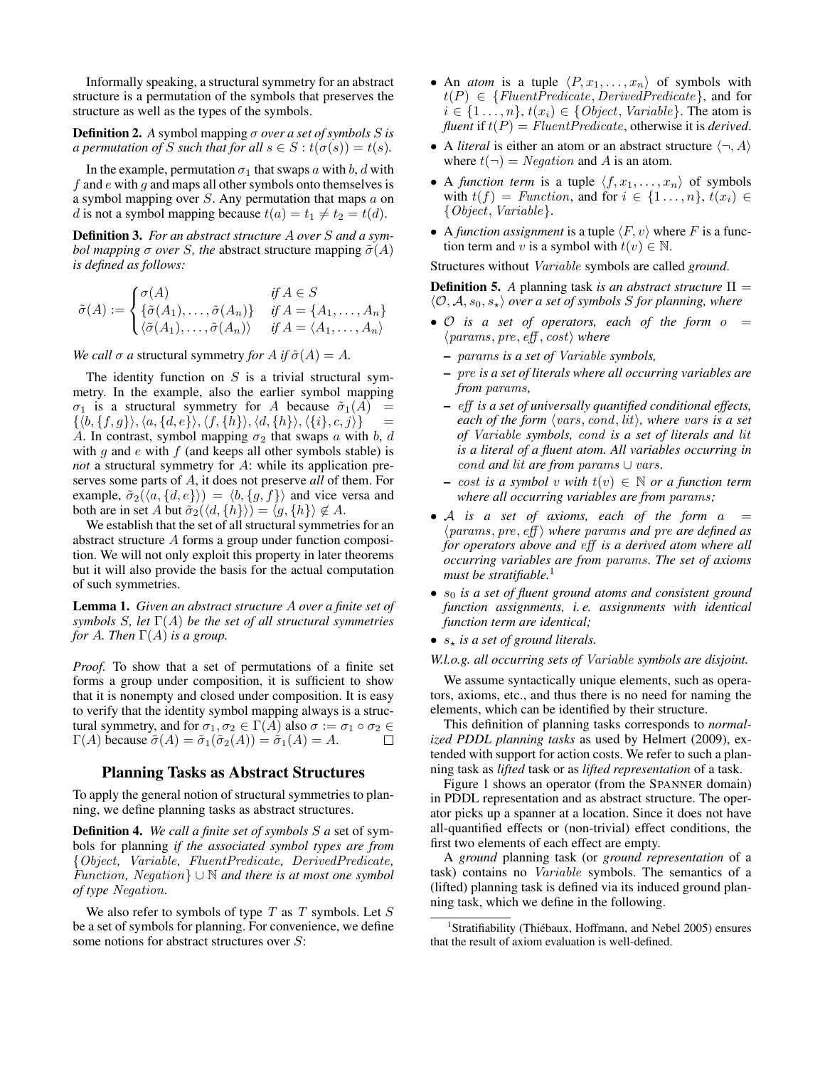Informally speaking, a structural symmetry for an abstract structure is a permutation of the symbols that preserves the structure as well as the types of the symbols.

**Definition 2.** *A symbol mapping $\sigma$ over a set of symbols $S$ is a permutation of $S$ such that for all $s \in S : t(\sigma(s)) = t(s)$.*

In the example, permutation $\sigma_1$ that swaps $a$ with $b$, $d$ with $f$ and $e$ with $g$ and maps all other symbols onto themselves is a symbol mapping over $S$. Any permutation that maps $a$ on $d$ is not a symbol mapping because $t(a) = t_1 \neq t_2 = t(d)$.

**Definition 3.** *For an abstract structure $A$ over $S$ and a symbol mapping $\sigma$ over $S$, the* abstract structure mapping $\tilde{\sigma}(A)$ *is defined as follows:*

$$\tilde{\sigma}(A) := \begin{cases} \sigma(A) & \text{if } A \in S \\ \{\tilde{\sigma}(A_1), \dots, \tilde{\sigma}(A_n)\} & \text{if } A = \{A_1, \dots, A_n\} \\ \langle \tilde{\sigma}(A_1), \dots, \tilde{\sigma}(A_n) \rangle & \text{if } A = \langle A_1, \dots, A_n \rangle \end{cases}$$

*We call $\sigma$ a* structural symmetry *for $A$ if $\tilde{\sigma}(A) = A$.*

The identity function on $S$ is a trivial structural symmetry. In the example, also the earlier symbol mapping $\sigma_1$ is a structural symmetry for $A$ because $\tilde{\sigma}_1(A) = \{\langle b, \{f, g\}\rangle, \langle a, \{d, e\}\rangle, \langle f, \{h\}\rangle, \langle d, \{h\}\rangle, \langle \{i\}, c, j\rangle\} = A$. In contrast, symbol mapping $\sigma_2$ that swaps $a$ with $b$, $d$ with $g$ and $e$ with $f$ (and keeps all other symbols stable) is *not* a structural symmetry for $A$: while its application preserves some parts of $A$, it does not preserve *all* of them. For example, $\tilde{\sigma}_2(\langle a, \{d, e\}\rangle) = \langle b, \{g, f\}\rangle$ and vice versa and both are in set $A$ but $\tilde{\sigma}_2(\langle d, \{h\}\rangle) = \langle g, \{h\}\rangle \notin A$.

We establish that the set of all structural symmetries for an abstract structure $A$ forms a group under function composition. We will not only exploit this property in later theorems but it will also provide the basis for the actual computation of such symmetries.

**Lemma 1.** *Given an abstract structure $A$ over a finite set of symbols $S$, let $\Gamma(A)$ be the set of all structural symmetries for $A$. Then $\Gamma(A)$ is a group.*

*Proof.* To show that a set of permutations of a finite set forms a group under composition, it is sufficient to show that it is nonempty and closed under composition. It is easy to verify that the identity symbol mapping always is a structural symmetry, and for $\sigma_1, \sigma_2 \in \Gamma(A)$ also $\sigma := \sigma_1 \circ \sigma_2 \in \Gamma(A)$ because $\tilde{\sigma}(A) = \tilde{\sigma}_1(\tilde{\sigma}_2(A)) = \tilde{\sigma}_1(A) = A$. □

## Planning Tasks as Abstract Structures

To apply the general notion of structural symmetries to planning, we define planning tasks as abstract structures.

**Definition 4.** *We call a finite set of symbols $S$ a* set of symbols for planning *if the associated symbol types are from $\{Object, Variable, FluentPredicate, DerivedPredicate, Function, Negation\} \cup \mathbb{N}$ and there is at most one symbol of type $Negation$.*

We also refer to symbols of type $T$ as $T$ symbols. Let $S$ be a set of symbols for planning. For convenience, we define some notions for abstract structures over $S$:

- An *atom* is a tuple $\langle P, x_1, \dots, x_n\rangle$ of symbols with $t(P) \in \{FluentPredicate, DerivedPredicate\}$, and for $i \in \{1 \dots, n\}$, $t(x_i) \in \{Object, Variable\}$. The atom is *fluent* if $t(P) = FluentPredicate$, otherwise it is *derived*.
- A *literal* is either an atom or an abstract structure $\langle \neg, A\rangle$ where $t(\neg) = Negation$ and $A$ is an atom.
- A *function term* is a tuple $\langle f, x_1, \dots, x_n\rangle$ of symbols with $t(f) = Function$, and for $i \in \{1 \dots, n\}$, $t(x_i) \in \{Object, Variable\}$.
- A *function assignment* is a tuple $\langle F, v\rangle$ where $F$ is a function term and $v$ is a symbol with $t(v) \in \mathbb{N}$.

Structures without $Variable$ symbols are called *ground*.

**Definition 5.** *A planning task is an abstract structure $\Pi = \langle \mathcal{O}, \mathcal{A}, s_0, s_\star\rangle$ over a set of symbols $S$ for planning, where*

- *$\mathcal{O}$ is a set of operators, each of the form $o = \langle params, pre, eff, cost\rangle$ where*
  - *$params$ is a set of $Variable$ symbols,*
  - *$pre$ is a set of literals where all occurring variables are from $params$,*
  - *$eff$ is a set of universally quantified conditional effects, each of the form $\langle vars, cond, lit\rangle$, where $vars$ is a set of $Variable$ symbols, $cond$ is a set of literals and $lit$ is a literal of a fluent atom. All variables occurring in $cond$ and $lit$ are from $params \cup vars$.*
  - *$cost$ is a symbol $v$ with $t(v) \in \mathbb{N}$ or a function term where all occurring variables are from $params$;*
- *$\mathcal{A}$ is a set of axioms, each of the form $a = \langle params, pre, eff\rangle$ where $params$ and $pre$ are defined as for operators above and $eff$ is a derived atom where all occurring variables are from $params$. The set of axioms must be stratifiable.*[1]
- *$s_0$ is a set of fluent ground atoms and consistent ground function assignments, i. e. assignments with identical function term are identical;*
- *$s_\star$ is a set of ground literals.*

*W.l.o.g. all occurring sets of $Variable$ symbols are disjoint.*

We assume syntactically unique elements, such as operators, axioms, etc., and thus there is no need for naming the elements, which can be identified by their structure.

This definition of planning tasks corresponds to *normalized PDDL planning tasks* as used by Helmert (2009), extended with support for action costs. We refer to such a planning task as *lifted* task or as *lifted representation* of a task.

Figure 1 shows an operator (from the SPANNER domain) in PDDL representation and as abstract structure. The operator picks up a spanner at a location. Since it does not have all-quantified effects or (non-trivial) effect conditions, the first two elements of each effect are empty.

A *ground* planning task (or *ground representation* of a task) contains no $Variable$ symbols. The semantics of a (lifted) planning task is defined via its induced ground planning task, which we define in the following.

[1] Stratifiability (Thiébaux, Hoffmann, and Nebel 2005) ensures that the result of axiom evaluation is well-defined.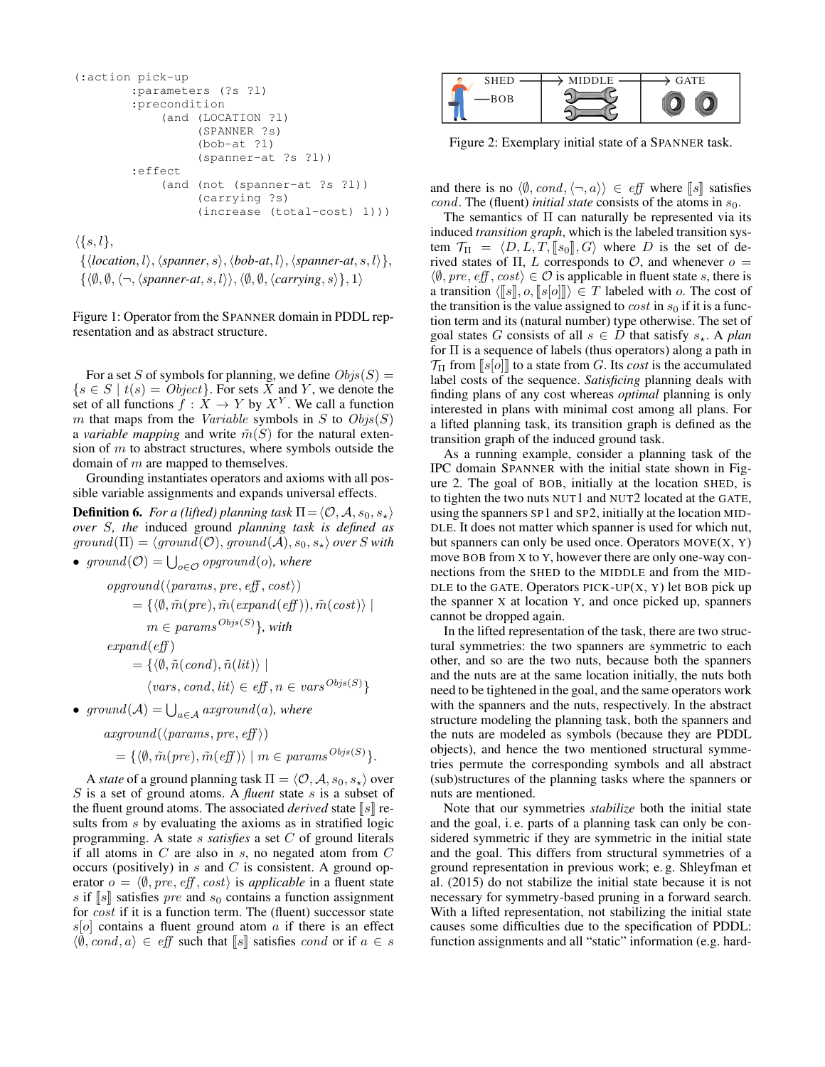```
(:action pick-up
        :parameters (?s ?l)
        :precondition
            (and (LOCATION ?l)
                 (SPANNER ?s)
                 (bob-at ?l)
                 (spanner-at ?s ?l))
        :effect
            (and (not (spanner-at ?s ?l))
                 (carrying ?s)
                 (increase (total-cost) 1)))
```

$\langle\{s, l\},$
$\{\langle location, l\rangle, \langle spanner, s\rangle, \langle bob\text{-}at, l\rangle, \langle spanner\text{-}at, s, l\rangle\},$
$\{\langle\emptyset, \emptyset, \langle\neg, \langle spanner\text{-}at, s, l\rangle\rangle, \langle\emptyset, \emptyset, \langle carrying, s\rangle\}, 1\rangle$

Figure 1: Operator from the SPANNER domain in PDDL representation and as abstract structure.

For a set $S$ of symbols for planning, we define $Objs(S) = \{s \in S \mid t(s) = Object\}$. For sets $X$ and $Y$, we denote the set of all functions $f : X \to Y$ by $X^Y$. We call a function $m$ that maps from the $Variable$ symbols in $S$ to $Objs(S)$ a *variable mapping* and write $\tilde{m}(S)$ for the natural extension of $m$ to abstract structures, where symbols outside the domain of $m$ are mapped to themselves.

Grounding instantiates operators and axioms with all possible variable assignments and expands universal effects.

**Definition 6.** *For a (lifted) planning task $\Pi = \langle \mathcal{O}, \mathcal{A}, s_0, s_\star\rangle$ over $S$, the* induced ground *planning task is defined as $ground(\Pi) = \langle ground(\mathcal{O}), ground(\mathcal{A}), s_0, s_\star\rangle$ over $S$ with*

- $ground(\mathcal{O}) = \bigcup_{o\in\mathcal{O}} opground(o)$*, where*

$$opground(\langle params, pre, \mathit{eff}, cost\rangle) = \{\langle\emptyset, \tilde{m}(pre), \tilde{m}(expand(\mathit{eff})), \tilde{m}(cost)\rangle \mid m \in params^{Objs(S)}\}, \text{ with}$$

$$expand(\mathit{eff}) = \{\langle\emptyset, \tilde{n}(cond), \tilde{n}(lit)\rangle \mid \langle vars, cond, lit\rangle \in \mathit{eff}, n \in vars^{Objs(S)}\}$$

- $ground(\mathcal{A}) = \bigcup_{a\in\mathcal{A}} axground(a)$*, where*

$$axground(\langle params, pre, \mathit{eff}\rangle) = \{\langle\emptyset, \tilde{m}(pre), \tilde{m}(\mathit{eff})\rangle \mid m \in params^{Objs(S)}\}.$$

A *state* of a ground planning task $\Pi = \langle \mathcal{O}, \mathcal{A}, s_0, s_\star\rangle$ over $S$ is a set of ground atoms. A *fluent* state $s$ is a subset of the fluent ground atoms. The associated *derived* state $[\![s]\!]$ results from $s$ by evaluating the axioms as in stratified logic programming. A state $s$ *satisfies* a set $C$ of ground literals if all atoms in $C$ are also in $s$, no negated atom from $C$ occurs (positively) in $s$ and $C$ is consistent. A ground operator $o = \langle\emptyset, pre, \mathit{eff}, cost\rangle$ is *applicable* in a fluent state $s$ if $[\![s]\!]$ satisfies $pre$ and $s_0$ contains a function assignment for $cost$ if it is a function term. The (fluent) successor state $s[o]$ contains a fluent ground atom $a$ if there is an effect $\langle\emptyset, cond, a\rangle \in \mathit{eff}$ such that $[\![s]\!]$ satisfies $cond$ or if $a \in s$ and there is no $\langle\emptyset, cond, \langle\neg, a\rangle\rangle \in \mathit{eff}$ where $[\![s]\!]$ satisfies $cond$. The (fluent) *initial state* consists of the atoms in $s_0$.

The semantics of $\Pi$ can naturally be represented via its induced *transition graph*, which is the labeled transition system $\mathcal{T}_\Pi = \langle D, L, T, [\![s_0]\!], G\rangle$ where $D$ is the set of derived states of $\Pi$, $L$ corresponds to $\mathcal{O}$, and whenever $o = \langle\emptyset, pre, \mathit{eff}, cost\rangle \in \mathcal{O}$ is applicable in fluent state $s$, there is a transition $\langle[\![s]\!], o, [\![s[o]]\!]\rangle \in T$ labeled with $o$. The cost of the transition is the value assigned to $cost$ in $s_0$ if it is a function term and its (natural number) type otherwise. The set of goal states $G$ consists of all $s \in D$ that satisfy $s_\star$. A *plan* for $\Pi$ is a sequence of labels (thus operators) along a path in $\mathcal{T}_\Pi$ from $[\![s[o]]\!]$ to a state from $G$. Its *cost* is the accumulated label costs of the sequence. *Satisficing* planning deals with finding plans of any cost whereas *optimal* planning is only interested in plans with minimal cost among all plans. For a lifted planning task, its transition graph is defined as the transition graph of the induced ground task.

SHED → MIDDLE → GATE
BOB

Figure 2: Exemplary initial state of a SPANNER task.

As a running example, consider a planning task of the IPC domain SPANNER with the initial state shown in Figure 2. The goal of BOB, initially at the location SHED, is to tighten the two nuts NUT1 and NUT2 located at the GATE, using the spanners SP1 and SP2, initially at the location MIDDLE. It does not matter which spanner is used for which nut, but spanners can only be used once. Operators MOVE(X, Y) move BOB from X to Y, however there are only one-way connections from the SHED to the MIDDLE and from the MIDDLE to the GATE. Operators PICK-UP(X, Y) let BOB pick up the spanner X at location Y, and once picked up, spanners cannot be dropped again.

In the lifted representation of the task, there are two structural symmetries: the two spanners are symmetric to each other, and so are the two nuts, because both the spanners and the nuts are at the same location initially, the nuts both need to be tightened in the goal, and the same operators work with the spanners and the nuts, respectively. In the abstract structure modeling the planning task, both the spanners and the nuts are modeled as symbols (because they are PDDL objects), and hence the two mentioned structural symmetries permute the corresponding symbols and all abstract (sub)structures of the planning tasks where the spanners or nuts are mentioned.

Note that our symmetries *stabilize* both the initial state and the goal, i. e. parts of a planning task can only be considered symmetric if they are symmetric in the initial state and the goal. This differs from structural symmetries of a ground representation in previous work; e. g. Shleyfman et al. (2015) do not stabilize the initial state because it is not necessary for symmetry-based pruning in a forward search. With a lifted representation, not stabilizing the initial state causes some difficulties due to the specification of PDDL: function assignments and all "static" information (e.g. hard-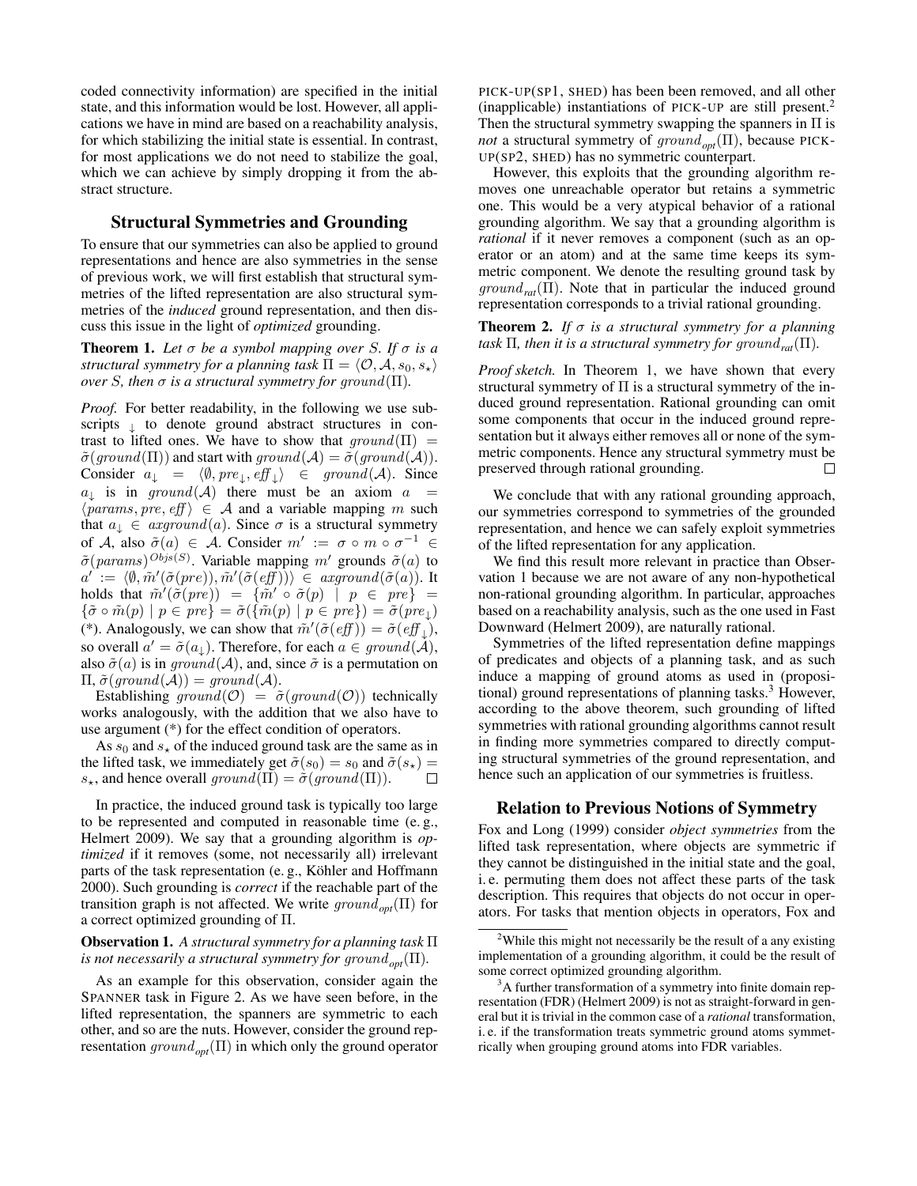coded connectivity information) are specified in the initial state, and this information would be lost. However, all applications we have in mind are based on a reachability analysis, for which stabilizing the initial state is essential. In contrast, for most applications we do not need to stabilize the goal, which we can achieve by simply dropping it from the abstract structure.

## Structural Symmetries and Grounding

To ensure that our symmetries can also be applied to ground representations and hence are also symmetries in the sense of previous work, we will first establish that structural symmetries of the lifted representation are also structural symmetries of the *induced* ground representation, and then discuss this issue in the light of *optimized* grounding.

**Theorem 1.** *Let $\sigma$ be a symbol mapping over $S$. If $\sigma$ is a structural symmetry for a planning task $\Pi = \langle \mathcal{O}, \mathcal{A}, s_0, s_\star \rangle$ over $S$, then $\sigma$ is a structural symmetry for $ground(\Pi)$.*

*Proof.* For better readability, in the following we use subscripts $_\downarrow$ to denote ground abstract structures in contrast to lifted ones. We have to show that $ground(\Pi) = \tilde{\sigma}(ground(\Pi))$ and start with $ground(\mathcal{A}) = \tilde{\sigma}(ground(\mathcal{A}))$. Consider $a_\downarrow = \langle \emptyset, pre_\downarrow, \mathit{eff}_\downarrow \rangle \in ground(\mathcal{A})$. Since $a_\downarrow$ is in $ground(\mathcal{A})$ there must be an axiom $a = \langle params, pre, \mathit{eff} \rangle \in \mathcal{A}$ and a variable mapping $m$ such that $a_\downarrow \in axground(a)$. Since $\sigma$ is a structural symmetry of $\mathcal{A}$, also $\tilde{\sigma}(a) \in \mathcal{A}$. Consider $m' := \sigma \circ m \circ \sigma^{-1} \in \tilde{\sigma}(params)^{Objs(S)}$. Variable mapping $m'$ grounds $\tilde{\sigma}(a)$ to $a' := \langle \emptyset, \tilde{m}'(\tilde{\sigma}(pre)), \tilde{m}'(\tilde{\sigma}(\mathit{eff})) \rangle \in axground(\tilde{\sigma}(a))$. It holds that $\tilde{m}'(\tilde{\sigma}(pre)) = \{\tilde{m}' \circ \tilde{\sigma}(p) \mid p \in pre\} = \{\tilde{\sigma} \circ \tilde{m}(p) \mid p \in pre\} = \tilde{\sigma}(\{\tilde{m}(p) \mid p \in pre\}) = \tilde{\sigma}(pre_\downarrow)$ (\*). Analogously, we can show that $\tilde{m}'(\tilde{\sigma}(\mathit{eff})) = \tilde{\sigma}(\mathit{eff}_\downarrow)$, so overall $a' = \tilde{\sigma}(a_\downarrow)$. Therefore, for each $a \in ground(\mathcal{A})$, also $\tilde{\sigma}(a)$ is in $ground(\mathcal{A})$, and, since $\tilde{\sigma}$ is a permutation on $\Pi$, $\tilde{\sigma}(ground(\mathcal{A})) = ground(\mathcal{A})$.

Establishing $ground(\mathcal{O}) = \tilde{\sigma}(ground(\mathcal{O}))$ technically works analogously, with the addition that we also have to use argument (\*) for the effect condition of operators.

As $s_0$ and $s_\star$ of the induced ground task are the same as in the lifted task, we immediately get $\tilde{\sigma}(s_0) = s_0$ and $\tilde{\sigma}(s_\star) = s_\star$, and hence overall $ground(\Pi) = \tilde{\sigma}(ground(\Pi))$. $\square$

In practice, the induced ground task is typically too large to be represented and computed in reasonable time (e. g., Helmert 2009). We say that a grounding algorithm is *optimized* if it removes (some, not necessarily all) irrelevant parts of the task representation (e. g., Köhler and Hoffmann 2000). Such grounding is *correct* if the reachable part of the transition graph is not affected. We write $ground_{opt}(\Pi)$ for a correct optimized grounding of $\Pi$.

**Observation 1.** *A structural symmetry for a planning task $\Pi$ is not necessarily a structural symmetry for $ground_{opt}(\Pi)$.*

As an example for this observation, consider again the SPANNER task in Figure 2. As we have seen before, in the lifted representation, the spanners are symmetric to each other, and so are the nuts. However, consider the ground representation $ground_{opt}(\Pi)$ in which only the ground operator PICK-UP(SP1, SHED) has been been removed, and all other (inapplicable) instantiations of PICK-UP are still present.[2] Then the structural symmetry swapping the spanners in $\Pi$ is *not* a structural symmetry of $ground_{opt}(\Pi)$, because PICK-UP(SP2, SHED) has no symmetric counterpart.

However, this exploits that the grounding algorithm removes one unreachable operator but retains a symmetric one. This would be a very atypical behavior of a rational grounding algorithm. We say that a grounding algorithm is *rational* if it never removes a component (such as an operator or an atom) and at the same time keeps its symmetric component. We denote the resulting ground task by $ground_{rat}(\Pi)$. Note that in particular the induced ground representation corresponds to a trivial rational grounding.

**Theorem 2.** *If $\sigma$ is a structural symmetry for a planning task $\Pi$, then it is a structural symmetry for $ground_{rat}(\Pi)$.*

*Proof sketch.* In Theorem 1, we have shown that every structural symmetry of $\Pi$ is a structural symmetry of the induced ground representation. Rational grounding can omit some components that occur in the induced ground representation but it always either removes all or none of the symmetric components. Hence any structural symmetry must be preserved through rational grounding. $\square$

We conclude that with any rational grounding approach, our symmetries correspond to symmetries of the grounded representation, and hence we can safely exploit symmetries of the lifted representation for any application.

We find this result more relevant in practice than Observation 1 because we are not aware of any non-hypothetical non-rational grounding algorithm. In particular, approaches based on a reachability analysis, such as the one used in Fast Downward (Helmert 2009), are naturally rational.

Symmetries of the lifted representation define mappings of predicates and objects of a planning task, and as such induce a mapping of ground atoms as used in (propositional) ground representations of planning tasks.[3] However, according to the above theorem, such grounding of lifted symmetries with rational grounding algorithms cannot result in finding more symmetries compared to directly computing structural symmetries of the ground representation, and hence such an application of our symmetries is fruitless.

## Relation to Previous Notions of Symmetry

Fox and Long (1999) consider *object symmetries* from the lifted task representation, where objects are symmetric if they cannot be distinguished in the initial state and the goal, i. e. permuting them does not affect these parts of the task description. This requires that objects do not occur in operators. For tasks that mention objects in operators, Fox and

[2] While this might not necessarily be the result of a any existing implementation of a grounding algorithm, it could be the result of some correct optimized grounding algorithm.

[3] A further transformation of a symmetry into finite domain representation (FDR) (Helmert 2009) is not as straight-forward in general but it is trivial in the common case of a *rational* transformation, i. e. if the transformation treats symmetric ground atoms symmetrically when grouping ground atoms into FDR variables.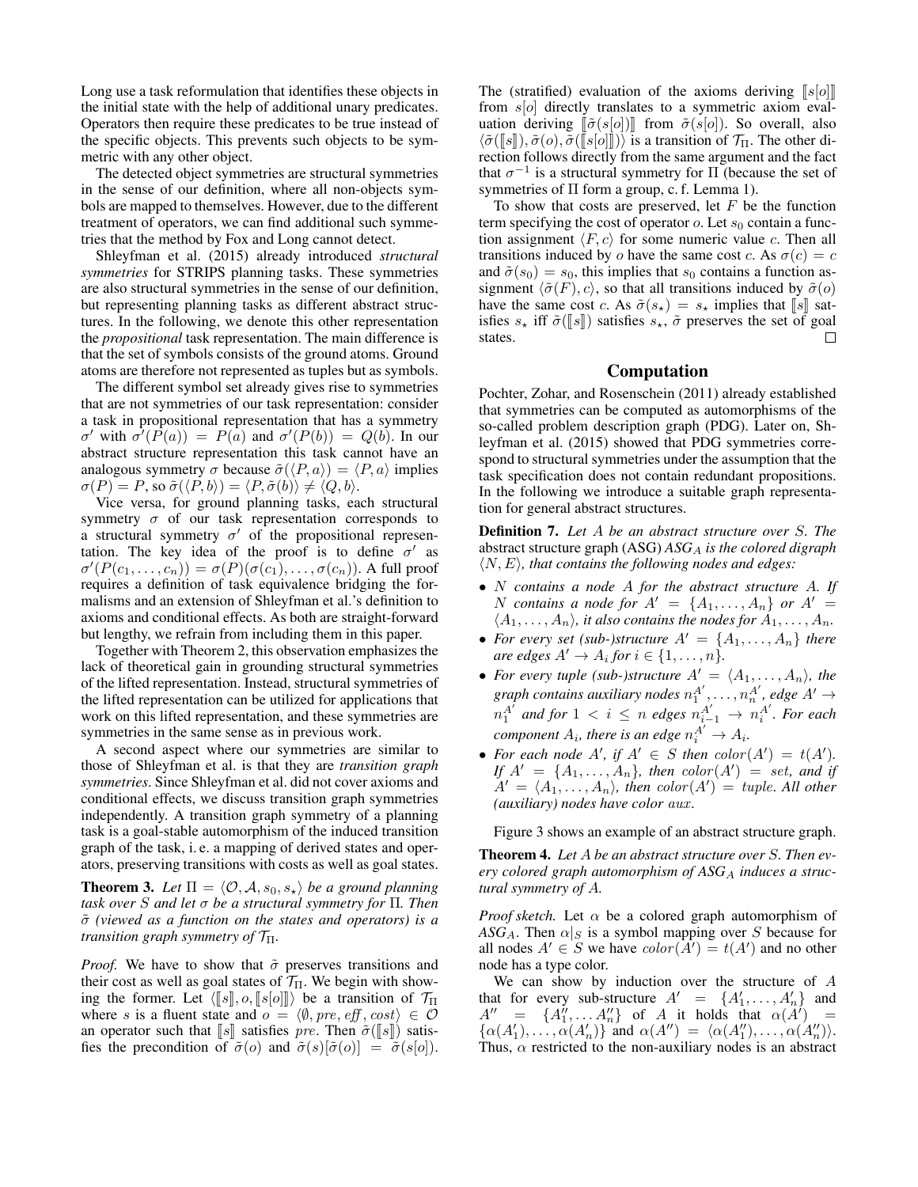Long use a task reformulation that identifies these objects in the initial state with the help of additional unary predicates. Operators then require these predicates to be true instead of the specific objects. This prevents such objects to be symmetric with any other object.

The detected object symmetries are structural symmetries in the sense of our definition, where all non-objects symbols are mapped to themselves. However, due to the different treatment of operators, we can find additional such symmetries that the method by Fox and Long cannot detect.

Shleyfman et al. (2015) already introduced *structural symmetries* for STRIPS planning tasks. These symmetries are also structural symmetries in the sense of our definition, but representing planning tasks as different abstract structures. In the following, we denote this other representation the *propositional* task representation. The main difference is that the set of symbols consists of the ground atoms. Ground atoms are therefore not represented as tuples but as symbols.

The different symbol set already gives rise to symmetries that are not symmetries of our task representation: consider a task in propositional representation that has a symmetry $\sigma'$ with $\sigma'(P(a)) = P(a)$ and $\sigma'(P(b)) = Q(b)$. In our abstract structure representation this task cannot have an analogous symmetry $\sigma$ because $\tilde{\sigma}(\langle P, a\rangle) = \langle P, a\rangle$ implies $\sigma(P) = P$, so $\tilde{\sigma}(\langle P, b\rangle) = \langle P, \tilde{\sigma}(b)\rangle \neq \langle Q, b\rangle$.

Vice versa, for ground planning tasks, each structural symmetry $\sigma$ of our task representation corresponds to a structural symmetry $\sigma'$ of the propositional representation. The key idea of the proof is to define $\sigma'$ as $\sigma'(P(c_1, \dots, c_n)) = \sigma(P)(\sigma(c_1), \dots, \sigma(c_n))$. A full proof requires a definition of task equivalence bridging the formalisms and an extension of Shleyfman et al.'s definition to axioms and conditional effects. As both are straight-forward but lengthy, we refrain from including them in this paper.

Together with Theorem 2, this observation emphasizes the lack of theoretical gain in grounding structural symmetries of the lifted representation. Instead, structural symmetries of the lifted representation can be utilized for applications that work on this lifted representation, and these symmetries are symmetries in the same sense as in previous work.

A second aspect where our symmetries are similar to those of Shleyfman et al. is that they are *transition graph symmetries*. Since Shleyfman et al. did not cover axioms and conditional effects, we discuss transition graph symmetries independently. A transition graph symmetry of a planning task is a goal-stable automorphism of the induced transition graph of the task, i. e. a mapping of derived states and operators, preserving transitions with costs as well as goal states.

**Theorem 3.** *Let $\Pi = \langle \mathcal{O}, \mathcal{A}, s_0, s_\star\rangle$ be a ground planning task over $S$ and let $\sigma$ be a structural symmetry for $\Pi$. Then $\tilde{\sigma}$ (viewed as a function on the states and operators) is a transition graph symmetry of $\mathcal{T}_\Pi$.*

*Proof.* We have to show that $\tilde{\sigma}$ preserves transitions and their cost as well as goal states of $\mathcal{T}_\Pi$. We begin with showing the former. Let $\langle [\![s]\!], o, [\![s[o]]\!]\rangle$ be a transition of $\mathcal{T}_\Pi$ where $s$ is a fluent state and $o = \langle \emptyset, pre, eff, cost\rangle \in \mathcal{O}$ an operator such that $[\![s]\!]$ satisfies $pre$. Then $\tilde{\sigma}([\![s]\!])$ satisfies the precondition of $\tilde{\sigma}(o)$ and $\tilde{\sigma}(s)[\tilde{\sigma}(o)] = \tilde{\sigma}(s[o])$. The (stratified) evaluation of the axioms deriving $[\![s[o]]\!]$ from $s[o]$ directly translates to a symmetric axiom evaluation deriving $[\![\tilde{\sigma}(s[o])]\!]$ from $\tilde{\sigma}(s[o])$. So overall, also $\langle \tilde{\sigma}([\![s]\!]), \tilde{\sigma}(o), \tilde{\sigma}([\![s[o]]\!])\rangle$ is a transition of $\mathcal{T}_\Pi$. The other direction follows directly from the same argument and the fact that $\sigma^{-1}$ is a structural symmetry for $\Pi$ (because the set of symmetries of $\Pi$ form a group, c. f. Lemma 1).

To show that costs are preserved, let $F$ be the function term specifying the cost of operator $o$. Let $s_0$ contain a function assignment $\langle F, c\rangle$ for some numeric value $c$. Then all transitions induced by $o$ have the same cost $c$. As $\sigma(c) = c$ and $\tilde{\sigma}(s_0) = s_0$, this implies that $s_0$ contains a function assignment $\langle \tilde{\sigma}(F), c\rangle$, so that all transitions induced by $\tilde{\sigma}(o)$ have the same cost $c$. As $\tilde{\sigma}(s_\star) = s_\star$ implies that $[\![s]\!]$ satisfies $s_\star$ iff $\tilde{\sigma}([\![s]\!])$ satisfies $s_\star$, $\tilde{\sigma}$ preserves the set of goal states. □

## Computation

Pochter, Zohar, and Rosenschein (2011) already established that symmetries can be computed as automorphisms of the so-called problem description graph (PDG). Later on, Shleyfman et al. (2015) showed that PDG symmetries correspond to structural symmetries under the assumption that the task specification does not contain redundant propositions. In the following we introduce a suitable graph representation for general abstract structures.

**Definition 7.** *Let $A$ be an abstract structure over $S$. The* abstract structure graph (ASG) *$ASG_A$ is the colored digraph $\langle N, E\rangle$, that contains the following nodes and edges:*

- *$N$ contains a node $A$ for the abstract structure $A$. If $N$ contains a node for $A' = \{A_1, \dots, A_n\}$ or $A' = \langle A_1, \dots, A_n\rangle$, it also contains the nodes for $A_1, \dots, A_n$.*
- *For every set (sub-)structure $A' = \{A_1, \dots, A_n\}$ there are edges $A' \to A_i$ for $i \in \{1, \dots, n\}$.*
- *For every tuple (sub-)structure $A' = \langle A_1, \dots, A_n\rangle$, the graph contains auxiliary nodes $n_1^{A'}, \dots, n_n^{A'}$, edge $A' \to n_1^{A'}$ and for $1 < i \leq n$ edges $n_{i-1}^{A'} \to n_i^{A'}$. For each component $A_i$, there is an edge $n_i^{A'} \to A_i$.*
- *For each node $A'$, if $A' \in S$ then $color(A') = t(A')$. If $A' = \{A_1, \dots, A_n\}$, then $color(A') = set$, and if $A' = \langle A_1, \dots, A_n\rangle$, then $color(A') = tuple$. All other (auxiliary) nodes have color $aux$.*

Figure 3 shows an example of an abstract structure graph.

**Theorem 4.** *Let $A$ be an abstract structure over $S$. Then every colored graph automorphism of $ASG_A$ induces a structural symmetry of $A$.*

*Proof sketch.* Let $\alpha$ be a colored graph automorphism of $ASG_A$. Then $\alpha|_S$ is a symbol mapping over $S$ because for all nodes $A' \in S$ we have $color(A') = t(A')$ and no other node has a type color.

We can show by induction over the structure of $A$ that for every sub-structure $A' = \{A'_1, \dots, A'_n\}$ and $A'' = \{A''_1, \dots A''_n\}$ of $A$ it holds that $\alpha(A') = \{\alpha(A'_1), \dots, \alpha(A'_n)\}$ and $\alpha(A'') = \langle \alpha(A''_1), \dots, \alpha(A''_n)\rangle$. Thus, $\alpha$ restricted to the non-auxiliary nodes is an abstract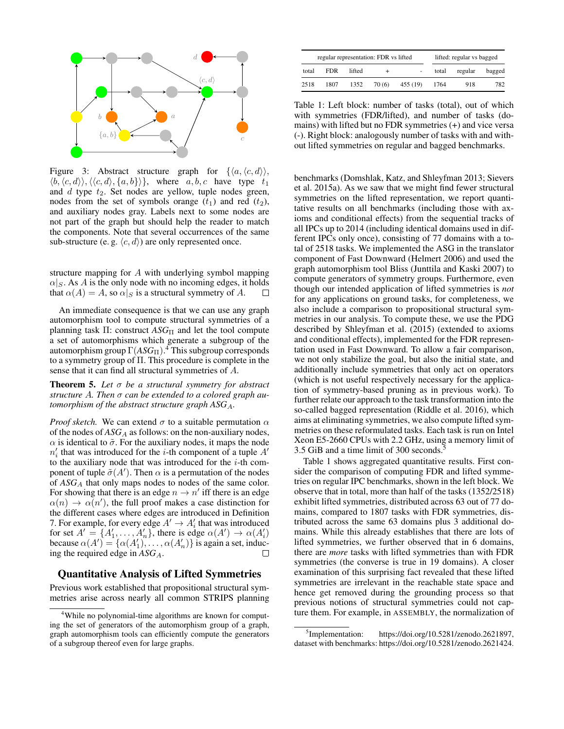Figure 3: Abstract structure graph for $\{\langle a, \langle c, d \rangle\rangle, \langle b, \langle c, d \rangle\rangle, \langle\langle c, d \rangle, \{a, b\}\rangle\}$, where $a, b, c$ have type $t_1$ and $d$ type $t_2$. Set nodes are yellow, tuple nodes green, nodes from the set of symbols orange ($t_1$) and red ($t_2$), and auxiliary nodes gray. Labels next to some nodes are not part of the graph but should help the reader to match the components. Note that several occurrences of the same sub-structure (e. g. $\langle c, d \rangle$) are only represented once.

structure mapping for $A$ with underlying symbol mapping $\alpha|_S$. As $A$ is the only node with no incoming edges, it holds that $\alpha(A) = A$, so $\alpha|_S$ is a structural symmetry of $A$. □

An immediate consequence is that we can use any graph automorphism tool to compute structural symmetries of a planning task $\Pi$: construct $ASG_\Pi$ and let the tool compute a set of automorphisms which generate a subgroup of the automorphism group $\Gamma(ASG_\Pi)$.[4] This subgroup corresponds to a symmetry group of $\Pi$. This procedure is complete in the sense that it can find all structural symmetries of $A$.

**Theorem 5.** *Let $\sigma$ be a structural symmetry for abstract structure $A$. Then $\sigma$ can be extended to a colored graph automorphism of the abstract structure graph $ASG_A$.*

*Proof sketch.* We can extend $\sigma$ to a suitable permutation $\alpha$ of the nodes of $ASG_A$ as follows: on the non-auxiliary nodes, $\alpha$ is identical to $\tilde{\sigma}$. For the auxiliary nodes, it maps the node $n'_i$ that was introduced for the $i$-th component of a tuple $A'$ to the auxiliary node that was introduced for the $i$-th component of tuple $\tilde{\sigma}(A')$. Then $\alpha$ is a permutation of the nodes of $ASG_A$ that only maps nodes to nodes of the same color. For showing that there is an edge $n \to n'$ iff there is an edge $\alpha(n) \to \alpha(n')$, the full proof makes a case distinction for the different cases where edges are introduced in Definition 7. For example, for every edge $A' \to A'_i$ that was introduced for set $A' = \{A'_1, \ldots, A'_n\}$, there is edge $\alpha(A') \to \alpha(A'_i)$ because $\alpha(A') = \{\alpha(A'_1), \ldots, \alpha(A'_n)\}$ is again a set, inducing the required edge in $ASG_A$. □

## Quantitative Analysis of Lifted Symmetries

Previous work established that propositional structural symmetries arise across nearly all common STRIPS planning benchmarks (Domshlak, Katz, and Shleyfman 2013; Sievers et al. 2015a). As we saw that we might find fewer structural symmetries on the lifted representation, we report quantitative results on all benchmarks (including those with axioms and conditional effects) from the sequential tracks of all IPCs up to 2014 (including identical domains used in different IPCs only once), consisting of 77 domains with a total of 2518 tasks. We implemented the ASG in the translator component of Fast Downward (Helmert 2006) and used the graph automorphism tool Bliss (Junttila and Kaski 2007) to compute generators of symmetry groups. Furthermore, even though our intended application of lifted symmetries is *not* for any applications on ground tasks, for completeness, we also include a comparison to propositional structural symmetries in our analysis. To compute these, we use the PDG described by Shleyfman et al. (2015) (extended to axioms and conditional effects), implemented for the FDR representation used in Fast Downward. To allow a fair comparison, we not only stabilize the goal, but also the initial state, and additionally include symmetries that only act on operators (which is not useful respectively necessary for the application of symmetry-based pruning as in previous work). To further relate our approach to the task transformation into the so-called bagged representation (Riddle et al. 2016), which aims at eliminating symmetries, we also compute lifted symmetries on these reformulated tasks. Each task is run on Intel Xeon E5-2660 CPUs with 2.2 GHz, using a memory limit of 3.5 GiB and a time limit of 300 seconds.[5]

| regular representation: FDR vs lifted | | | | | lifted: regular vs bagged | | |
|---|---|---|---|---|---|---|---|
| total | FDR | lifted | + | - | total | regular | bagged |
| 2518 | 1807 | 1352 | 70 (6) | 455 (19) | 1764 | 918 | 782 |

Table 1: Left block: number of tasks (total), out of which with symmetries (FDR/lifted), and number of tasks (domains) with lifted but no FDR symmetries (+) and vice versa (-). Right block: analogously number of tasks with and without lifted symmetries on regular and bagged benchmarks.

Table 1 shows aggregated quantitative results. First consider the comparison of computing FDR and lifted symmetries on regular IPC benchmarks, shown in the left block. We observe that in total, more than half of the tasks (1352/2518) exhibit lifted symmetries, distributed across 63 out of 77 domains, compared to 1807 tasks with FDR symmetries, distributed across the same 63 domains plus 3 additional domains. While this already establishes that there are lots of lifted symmetries, we further observed that in 6 domains, there are *more* tasks with lifted symmetries than with FDR symmetries (the converse is true in 19 domains). A closer examination of this surprising fact revealed that these lifted symmetries are irrelevant in the reachable state space and hence get removed during the grounding process so that previous notions of structural symmetries could not capture them. For example, in ASSEMBLY, the normalization of

[4] While no polynomial-time algorithms are known for computing the set of generators of the automorphism group of a graph, graph automorphism tools can efficiently compute the generators of a subgroup thereof even for large graphs.

[5] Implementation: https://doi.org/10.5281/zenodo.2621897, dataset with benchmarks: https://doi.org/10.5281/zenodo.2621424.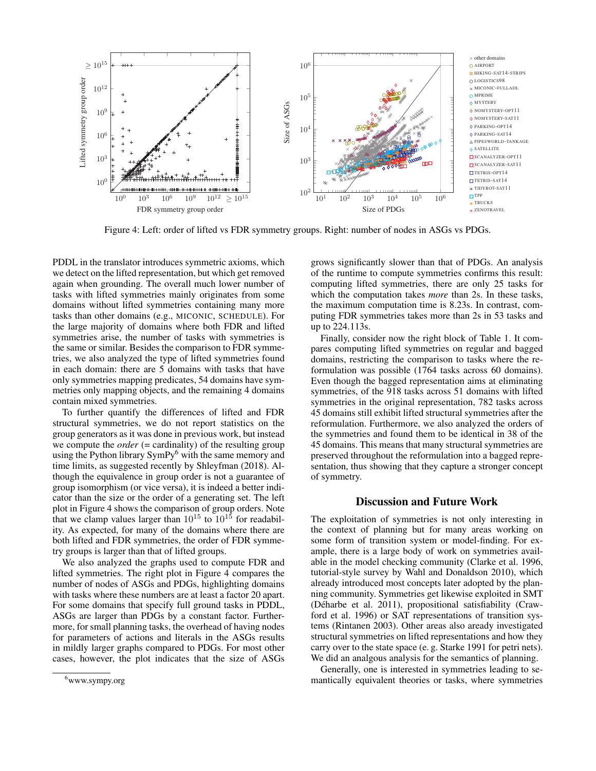≥ $10^{15}$

$10^{12}$

$10^{9}$

$10^{6}$

$10^{3}$

$10^{0}$

Lifted symmetry group order

$10^{0}$ $10^{3}$ $10^{6}$ $10^{9}$ $10^{12}$ ≥ $10^{15}$

FDR symmetry group order

$10^{6}$

$10^{5}$

$10^{4}$

$10^{3}$

$10^{2}$

Size of ASGs

$10^{1}$ $10^{2}$ $10^{3}$ $10^{4}$ $10^{5}$ $10^{6}$

Size of PDGs

× other domains
○ AIRPORT
⊗ HIKING-SAT14-STRIPS
○ LOGISTICS98
× MICONIC-FULLADL
○ MPRIME
◇ MYSTERY
◇ NOMYSTERY-OPT11
◇ NOMYSTERY-SAT11
◇ PARKING-OPT14
◇ PARKING-SAT14
△ PIPESWORLD-TANKAGE
◇ SATELLITE
□ SCANALYZER-OPT11
□ SCANALYZER-SAT11
□ TETRIS-OPT14
□ TETRIS-SAT14
∗ TIDYBOT-SAT11
□ TPP
∗ TRUCKS
× ZENOTRAVEL

Figure 4: Left: order of lifted vs FDR symmetry groups. Right: number of nodes in ASGs vs PDGs.

PDDL in the translator introduces symmetric axioms, which we detect on the lifted representation, but which get removed again when grounding. The overall much lower number of tasks with lifted symmetries mainly originates from some domains without lifted symmetries containing many more tasks than other domains (e.g., MICONIC, SCHEDULE). For the large majority of domains where both FDR and lifted symmetries arise, the number of tasks with symmetries is the same or similar. Besides the comparison to FDR symmetries, we also analyzed the type of lifted symmetries found in each domain: there are 5 domains with tasks that have only symmetries mapping predicates, 54 domains have symmetries only mapping objects, and the remaining 4 domains contain mixed symmetries.

To further quantify the differences of lifted and FDR structural symmetries, we do not report statistics on the group generators as it was done in previous work, but instead we compute the *order* (= cardinality) of the resulting group using the Python library SymPy[6] with the same memory and time limits, as suggested recently by Shleyfman (2018). Although the equivalence in group order is not a guarantee of group isomorphism (or vice versa), it is indeed a better indicator than the size or the order of a generating set. The left plot in Figure 4 shows the comparison of group orders. Note that we clamp values larger than $10^{15}$ to $10^{15}$ for readability. As expected, for many of the domains where there are both lifted and FDR symmetries, the order of FDR symmetry groups is larger than that of lifted groups.

We also analyzed the graphs used to compute FDR and lifted symmetries. The right plot in Figure 4 compares the number of nodes of ASGs and PDGs, highlighting domains with tasks where these numbers are at least a factor 20 apart. For some domains that specify full ground tasks in PDDL, ASGs are larger than PDGs by a constant factor. Furthermore, for small planning tasks, the overhead of having nodes for parameters of actions and literals in the ASGs results in mildly larger graphs compared to PDGs. For most other cases, however, the plot indicates that the size of ASGs grows significantly slower than that of PDGs. An analysis of the runtime to compute symmetries confirms this result: computing lifted symmetries, there are only 25 tasks for which the computation takes *more* than 2s. In these tasks, the maximum computation time is 8.23s. In contrast, computing FDR symmetries takes more than 2s in 53 tasks and up to 224.113s.

Finally, consider now the right block of Table 1. It compares computing lifted symmetries on regular and bagged domains, restricting the comparison to tasks where the reformulation was possible (1764 tasks across 60 domains). Even though the bagged representation aims at eliminating symmetries, of the 918 tasks across 51 domains with lifted symmetries in the original representation, 782 tasks across 45 domains still exhibit lifted structural symmetries after the reformulation. Furthermore, we also analyzed the orders of the symmetries for each task and found them to be identical in 38 of the 45 domains. This means that many structural symmetries are preserved throughout the reformulation into a bagged representation, thus showing that they capture a stronger concept of symmetry.

## Discussion and Future Work

The exploitation of symmetries is not only interesting in the context of planning but for many areas working on some form of transition system or model-finding. For example, there is a large body of work on symmetries available in the model checking community (Clarke et al. 1996, tutorial-style survey by Wahl and Donaldson 2010), which already introduced most concepts later adopted by the planning community. Symmetries get likewise exploited in SMT (Déharbe et al. 2011), propositional satisfiability (Crawford et al. 1996) or SAT representations of transition systems (Rintanen 2003). Other areas also aready investigated structural symmetries on lifted representations and how they carry over to the state space (e. g. Starke 1991 for petri nets). We did an analgous analysis for the semantics of planning.

Generally, one is interested in symmetries leading to semantically equivalent theories or tasks, where symmetries

[6]www.sympy.org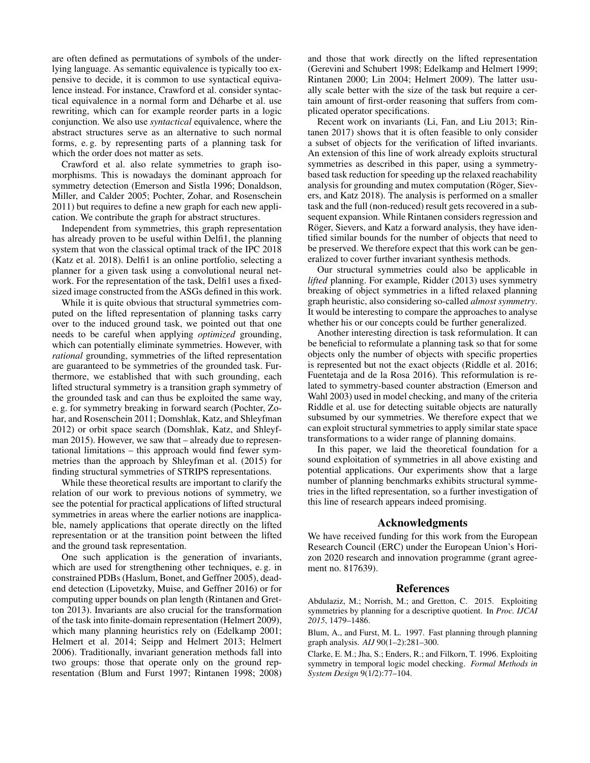are often defined as permutations of symbols of the underlying language. As semantic equivalence is typically too expensive to decide, it is common to use syntactical equivalence instead. For instance, Crawford et al. consider syntactical equivalence in a normal form and Déharbe et al. use rewriting, which can for example reorder parts in a logic conjunction. We also use *syntactical* equivalence, where the abstract structures serve as an alternative to such normal forms, e. g. by representing parts of a planning task for which the order does not matter as sets.

Crawford et al. also relate symmetries to graph isomorphisms. This is nowadays the dominant approach for symmetry detection (Emerson and Sistla 1996; Donaldson, Miller, and Calder 2005; Pochter, Zohar, and Rosenschein 2011) but requires to define a new graph for each new application. We contribute the graph for abstract structures.

Independent from symmetries, this graph representation has already proven to be useful within Delfi1, the planning system that won the classical optimal track of the IPC 2018 (Katz et al. 2018). Delfi1 is an online portfolio, selecting a planner for a given task using a convolutional neural network. For the representation of the task, Delfi1 uses a fixed-sized image constructed from the ASGs defined in this work.

While it is quite obvious that structural symmetries computed on the lifted representation of planning tasks carry over to the induced ground task, we pointed out that one needs to be careful when applying *optimized* grounding, which can potentially eliminate symmetries. However, with *rational* grounding, symmetries of the lifted representation are guaranteed to be symmetries of the grounded task. Furthermore, we established that with such grounding, each lifted structural symmetry is a transition graph symmetry of the grounded task and can thus be exploited the same way, e. g. for symmetry breaking in forward search (Pochter, Zohar, and Rosenschein 2011; Domshlak, Katz, and Shleyfman 2012) or orbit space search (Domshlak, Katz, and Shleyfman 2015). However, we saw that – already due to representational limitations – this approach would find fewer symmetries than the approach by Shleyfman et al. (2015) for finding structural symmetries of STRIPS representations.

While these theoretical results are important to clarify the relation of our work to previous notions of symmetry, we see the potential for practical applications of lifted structural symmetries in areas where the earlier notions are inapplicable, namely applications that operate directly on the lifted representation or at the transition point between the lifted and the ground task representation.

One such application is the generation of invariants, which are used for strengthening other techniques, e. g. in constrained PDBs (Haslum, Bonet, and Geffner 2005), dead-end detection (Lipovetzky, Muise, and Geffner 2016) or for computing upper bounds on plan length (Rintanen and Gretton 2013). Invariants are also crucial for the transformation of the task into finite-domain representation (Helmert 2009), which many planning heuristics rely on (Edelkamp 2001; Helmert et al. 2014; Seipp and Helmert 2013; Helmert 2006). Traditionally, invariant generation methods fall into two groups: those that operate only on the ground representation (Blum and Furst 1997; Rintanen 1998; 2008) and those that work directly on the lifted representation (Gerevini and Schubert 1998; Edelkamp and Helmert 1999; Rintanen 2000; Lin 2004; Helmert 2009). The latter usually scale better with the size of the task but require a certain amount of first-order reasoning that suffers from complicated operator specifications.

Recent work on invariants (Li, Fan, and Liu 2013; Rintanen 2017) shows that it is often feasible to only consider a subset of objects for the verification of lifted invariants. An extension of this line of work already exploits structural symmetries as described in this paper, using a symmetry-based task reduction for speeding up the relaxed reachability analysis for grounding and mutex computation (Röger, Sievers, and Katz 2018). The analysis is performed on a smaller task and the full (non-reduced) result gets recovered in a subsequent expansion. While Rintanen considers regression and Röger, Sievers, and Katz a forward analysis, they have identified similar bounds for the number of objects that need to be preserved. We therefore expect that this work can be generalized to cover further invariant synthesis methods.

Our structural symmetries could also be applicable in *lifted* planning. For example, Ridder (2013) uses symmetry breaking of object symmetries in a lifted relaxed planning graph heuristic, also considering so-called *almost symmetry*. It would be interesting to compare the approaches to analyse whether his or our concepts could be further generalized.

Another interesting direction is task reformulation. It can be beneficial to reformulate a planning task so that for some objects only the number of objects with specific properties is represented but not the exact objects (Riddle et al. 2016; Fuentetaja and de la Rosa 2016). This reformulation is related to symmetry-based counter abstraction (Emerson and Wahl 2003) used in model checking, and many of the criteria Riddle et al. use for detecting suitable objects are naturally subsumed by our symmetries. We therefore expect that we can exploit structural symmetries to apply similar state space transformations to a wider range of planning domains.

In this paper, we laid the theoretical foundation for a sound exploitation of symmetries in all above existing and potential applications. Our experiments show that a large number of planning benchmarks exhibits structural symmetries in the lifted representation, so a further investigation of this line of research appears indeed promising.

## Acknowledgments

We have received funding for this work from the European Research Council (ERC) under the European Union's Horizon 2020 research and innovation programme (grant agreement no. 817639).

## References

Abdulaziz, M.; Norrish, M.; and Gretton, C. 2015. Exploiting symmetries by planning for a descriptive quotient. In *Proc. IJCAI 2015*, 1479–1486.

Blum, A., and Furst, M. L. 1997. Fast planning through planning graph analysis. *AIJ* 90(1–2):281–300.

Clarke, E. M.; Jha, S.; Enders, R.; and Filkorn, T. 1996. Exploiting symmetry in temporal logic model checking. *Formal Methods in System Design* 9(1/2):77–104.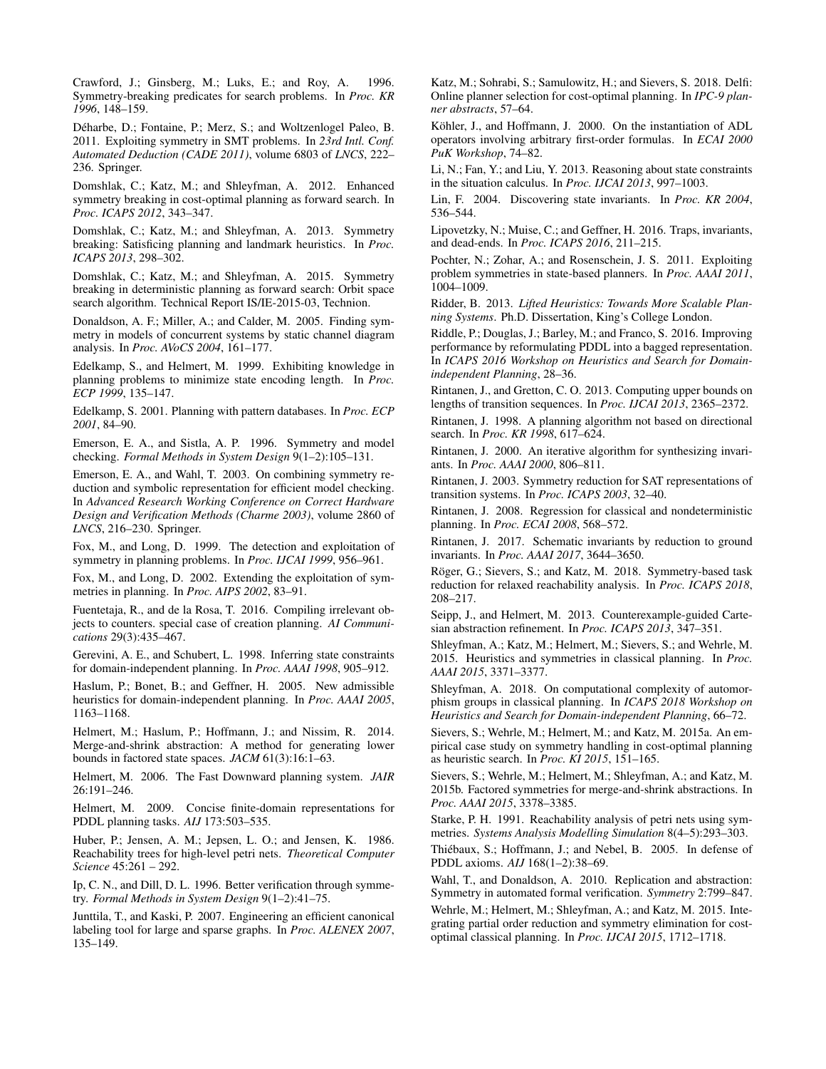Crawford, J.; Ginsberg, M.; Luks, E.; and Roy, A. 1996. Symmetry-breaking predicates for search problems. In *Proc. KR 1996*, 148–159.

Déharbe, D.; Fontaine, P.; Merz, S.; and Woltzenlogel Paleo, B. 2011. Exploiting symmetry in SMT problems. In *23rd Intl. Conf. Automated Deduction (CADE 2011)*, volume 6803 of *LNCS*, 222–236. Springer.

Domshlak, C.; Katz, M.; and Shleyfman, A. 2012. Enhanced symmetry breaking in cost-optimal planning as forward search. In *Proc. ICAPS 2012*, 343–347.

Domshlak, C.; Katz, M.; and Shleyfman, A. 2013. Symmetry breaking: Satisficing planning and landmark heuristics. In *Proc. ICAPS 2013*, 298–302.

Domshlak, C.; Katz, M.; and Shleyfman, A. 2015. Symmetry breaking in deterministic planning as forward search: Orbit space search algorithm. Technical Report IS/IE-2015-03, Technion.

Donaldson, A. F.; Miller, A.; and Calder, M. 2005. Finding symmetry in models of concurrent systems by static channel diagram analysis. In *Proc. AVoCS 2004*, 161–177.

Edelkamp, S., and Helmert, M. 1999. Exhibiting knowledge in planning problems to minimize state encoding length. In *Proc. ECP 1999*, 135–147.

Edelkamp, S. 2001. Planning with pattern databases. In *Proc. ECP 2001*, 84–90.

Emerson, E. A., and Sistla, A. P. 1996. Symmetry and model checking. *Formal Methods in System Design* 9(1–2):105–131.

Emerson, E. A., and Wahl, T. 2003. On combining symmetry reduction and symbolic representation for efficient model checking. In *Advanced Research Working Conference on Correct Hardware Design and Verification Methods (Charme 2003)*, volume 2860 of *LNCS*, 216–230. Springer.

Fox, M., and Long, D. 1999. The detection and exploitation of symmetry in planning problems. In *Proc. IJCAI 1999*, 956–961.

Fox, M., and Long, D. 2002. Extending the exploitation of symmetries in planning. In *Proc. AIPS 2002*, 83–91.

Fuentetaja, R., and de la Rosa, T. 2016. Compiling irrelevant objects to counters. special case of creation planning. *AI Communications* 29(3):435–467.

Gerevini, A. E., and Schubert, L. 1998. Inferring state constraints for domain-independent planning. In *Proc. AAAI 1998*, 905–912.

Haslum, P.; Bonet, B.; and Geffner, H. 2005. New admissible heuristics for domain-independent planning. In *Proc. AAAI 2005*, 1163–1168.

Helmert, M.; Haslum, P.; Hoffmann, J.; and Nissim, R. 2014. Merge-and-shrink abstraction: A method for generating lower bounds in factored state spaces. *JACM* 61(3):16:1–63.

Helmert, M. 2006. The Fast Downward planning system. *JAIR* 26:191–246.

Helmert, M. 2009. Concise finite-domain representations for PDDL planning tasks. *AIJ* 173:503–535.

Huber, P.; Jensen, A. M.; Jepsen, L. O.; and Jensen, K. 1986. Reachability trees for high-level petri nets. *Theoretical Computer Science* 45:261 – 292.

Ip, C. N., and Dill, D. L. 1996. Better verification through symmetry. *Formal Methods in System Design* 9(1–2):41–75.

Junttila, T., and Kaski, P. 2007. Engineering an efficient canonical labeling tool for large and sparse graphs. In *Proc. ALENEX 2007*, 135–149.

Katz, M.; Sohrabi, S.; Samulowitz, H.; and Sievers, S. 2018. Delfi: Online planner selection for cost-optimal planning. In *IPC-9 planner abstracts*, 57–64.

Köhler, J., and Hoffmann, J. 2000. On the instantiation of ADL operators involving arbitrary first-order formulas. In *ECAI 2000 PuK Workshop*, 74–82.

Li, N.; Fan, Y.; and Liu, Y. 2013. Reasoning about state constraints in the situation calculus. In *Proc. IJCAI 2013*, 997–1003.

Lin, F. 2004. Discovering state invariants. In *Proc. KR 2004*, 536–544.

Lipovetzky, N.; Muise, C.; and Geffner, H. 2016. Traps, invariants, and dead-ends. In *Proc. ICAPS 2016*, 211–215.

Pochter, N.; Zohar, A.; and Rosenschein, J. S. 2011. Exploiting problem symmetries in state-based planners. In *Proc. AAAI 2011*, 1004–1009.

Ridder, B. 2013. *Lifted Heuristics: Towards More Scalable Planning Systems*. Ph.D. Dissertation, King's College London.

Riddle, P.; Douglas, J.; Barley, M.; and Franco, S. 2016. Improving performance by reformulating PDDL into a bagged representation. In *ICAPS 2016 Workshop on Heuristics and Search for Domain-independent Planning*, 28–36.

Rintanen, J., and Gretton, C. O. 2013. Computing upper bounds on lengths of transition sequences. In *Proc. IJCAI 2013*, 2365–2372.

Rintanen, J. 1998. A planning algorithm not based on directional search. In *Proc. KR 1998*, 617–624.

Rintanen, J. 2000. An iterative algorithm for synthesizing invariants. In *Proc. AAAI 2000*, 806–811.

Rintanen, J. 2003. Symmetry reduction for SAT representations of transition systems. In *Proc. ICAPS 2003*, 32–40.

Rintanen, J. 2008. Regression for classical and nondeterministic planning. In *Proc. ECAI 2008*, 568–572.

Rintanen, J. 2017. Schematic invariants by reduction to ground invariants. In *Proc. AAAI 2017*, 3644–3650.

Röger, G.; Sievers, S.; and Katz, M. 2018. Symmetry-based task reduction for relaxed reachability analysis. In *Proc. ICAPS 2018*, 208–217.

Seipp, J., and Helmert, M. 2013. Counterexample-guided Cartesian abstraction refinement. In *Proc. ICAPS 2013*, 347–351.

Shleyfman, A.; Katz, M.; Helmert, M.; Sievers, S.; and Wehrle, M. 2015. Heuristics and symmetries in classical planning. In *Proc. AAAI 2015*, 3371–3377.

Shleyfman, A. 2018. On computational complexity of automorphism groups in classical planning. In *ICAPS 2018 Workshop on Heuristics and Search for Domain-independent Planning*, 66–72.

Sievers, S.; Wehrle, M.; Helmert, M.; and Katz, M. 2015a. An empirical case study on symmetry handling in cost-optimal planning as heuristic search. In *Proc. KI 2015*, 151–165.

Sievers, S.; Wehrle, M.; Helmert, M.; Shleyfman, A.; and Katz, M. 2015b. Factored symmetries for merge-and-shrink abstractions. In *Proc. AAAI 2015*, 3378–3385.

Starke, P. H. 1991. Reachability analysis of petri nets using symmetries. *Systems Analysis Modelling Simulation* 8(4–5):293–303.

Thiébaux, S.; Hoffmann, J.; and Nebel, B. 2005. In defense of PDDL axioms. *AIJ* 168(1–2):38–69.

Wahl, T., and Donaldson, A. 2010. Replication and abstraction: Symmetry in automated formal verification. *Symmetry* 2:799–847.

Wehrle, M.; Helmert, M.; Shleyfman, A.; and Katz, M. 2015. Integrating partial order reduction and symmetry elimination for cost-optimal classical planning. In *Proc. IJCAI 2015*, 1712–1718.